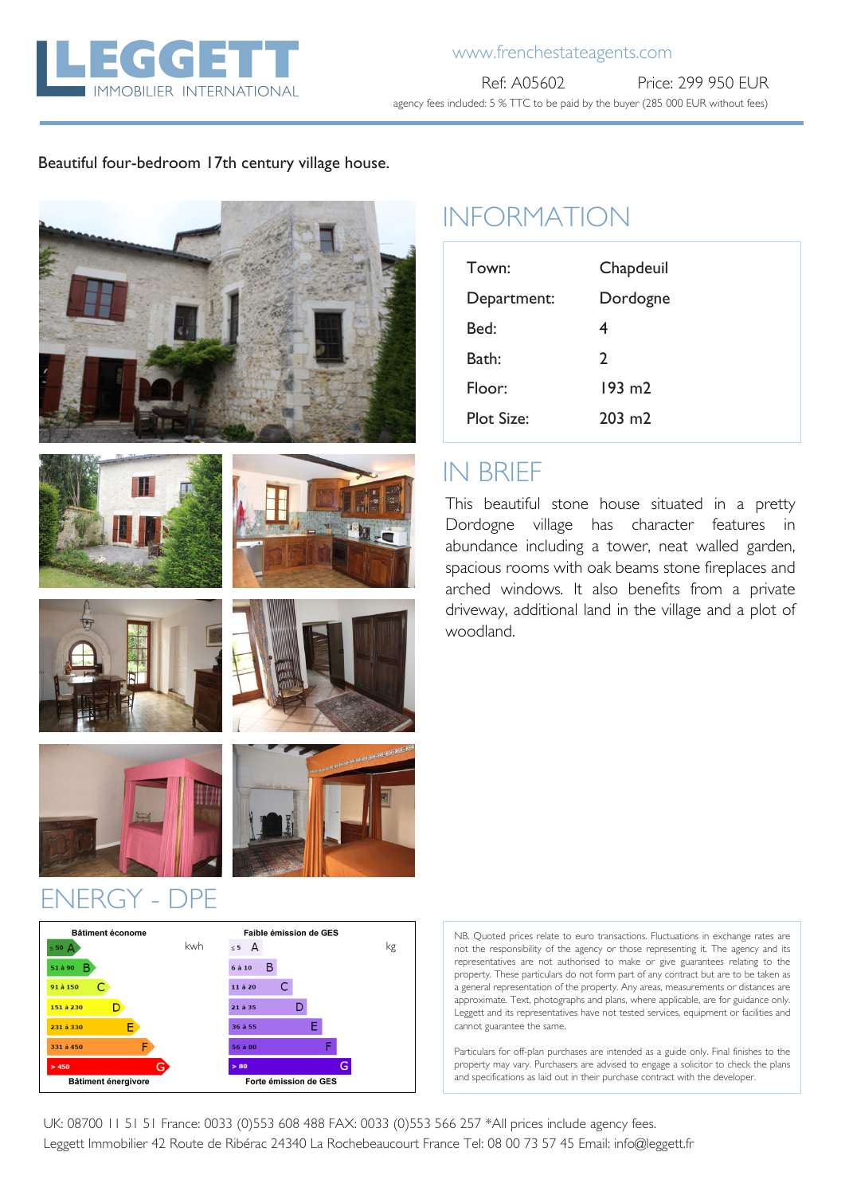# LEGGETT IMMOBILIER INTERNATIONAL

www.frenchestateagents.com

Ref: A05602 Price: 299 950 EUR

agency fees included: 5 % TTC to be paid by the buyer (285 000 EUR without fees)

Beautiful four-bedroom 17th century village house.

## INFORMATION

| | |
|---|---|
| Town: | Chapdeuil |
| Department: | Dordogne |
| Bed: | 4 |
| Bath: | 2 |
| Floor: | 193 m2 |
| Plot Size: | 203 m2 |

## IN BRIEF

This beautiful stone house situated in a pretty Dordogne village has character features in abundance including a tower, neat walled garden, spacious rooms with oak beams stone fireplaces and arched windows. It also benefits from a private driveway, additional land in the village and a plot of woodland.

## ENERGY - DPE

| Bâtiment économe | kwh | Faible émission de GES | kg |
|---|---|---|---|
| ≤ 50 A | | ≤ 5 A | |
| 51 à 90 B | | 6 à 10 B | |
| 91 à 150 C | | 11 à 20 C | |
| 151 à 230 D | | 21 à 35 D | |
| 231 à 330 E | | 36 à 55 E | |
| 331 à 450 F | | 56 à 80 F | |
| > 450 G | | > 80 G | |
| Bâtiment énergivore | | Forte émission de GES | |

NB. Quoted prices relate to euro transactions. Fluctuations in exchange rates are not the responsibility of the agency or those representing it. The agency and its representatives are not authorised to make or give guarantees relating to the property. These particulars do not form part of any contract but are to be taken as a general representation of the property. Any areas, measurements or distances are approximate. Text, photographs and plans, where applicable, are for guidance only. Leggett and its representatives have not tested services, equipment or facilities and cannot guarantee the same.

Particulars for off-plan purchases are intended as a guide only. Final finishes to the property may vary. Purchasers are advised to engage a solicitor to check the plans and specifications as laid out in their purchase contract with the developer.

UK: 08700 11 51 51 France: 0033 (0)553 608 488 FAX: 0033 (0)553 566 257 *All prices include agency fees.
Leggett Immobilier 42 Route de Ribérac 24340 La Rochebeaucourt France Tel: 08 00 73 57 45 Email: info@leggett.fr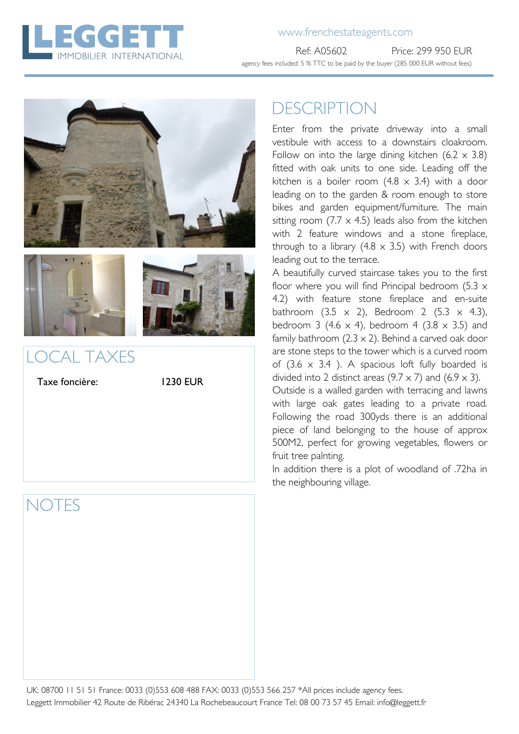LEGGETT IMMOBILIER INTERNATIONAL

www.frenchestateagents.com

Ref: A05602 Price: 299 950 EUR

agency fees included: 5 % TTC to be paid by the buyer (285 000 EUR without fees)

## DESCRIPTION

Enter from the private driveway into a small vestibule with access to a downstairs cloakroom. Follow on into the large dining kitchen (6.2 x 3.8) fitted with oak units to one side. Leading off the kitchen is a boiler room (4.8 x 3.4) with a door leading on to the garden & room enough to store bikes and garden equipment/furniture. The main sitting room (7.7 x 4.5) leads also from the kitchen with 2 feature windows and a stone fireplace, through to a library (4.8 x 3.5) with French doors leading out to the terrace.

A beautifully curved staircase takes you to the first floor where you will find Principal bedroom (5.3 x 4.2) with feature stone fireplace and en-suite bathroom (3.5 x 2), Bedroom 2 (5.3 x 4.3), bedroom 3 (4.6 x 4), bedroom 4 (3.8 x 3.5) and family bathroom (2.3 x 2). Behind a carved oak door are stone steps to the tower which is a curved room of (3.6 x 3.4 ). A spacious loft fully boarded is divided into 2 distinct areas (9.7 x 7) and (6.9 x 3).

Outside is a walled garden with terracing and lawns with large oak gates leading to a private road. Following the road 300yds there is an additional piece of land belonging to the house of approx 500M2, perfect for growing vegetables, flowers or fruit tree palnting.

In addition there is a plot of woodland of .72ha in the neighbouring village.

## LOCAL TAXES

| | |
|---|---|
| Taxe foncière: | 1230 EUR |

## NOTES

UK: 08700 11 51 51 France: 0033 (0)553 608 488 FAX: 0033 (0)553 566 257 *All prices include agency fees.
Leggett Immobilier 42 Route de Ribérac 24340 La Rochebeaucourt France Tel: 08 00 73 57 45 Email: info@leggett.fr